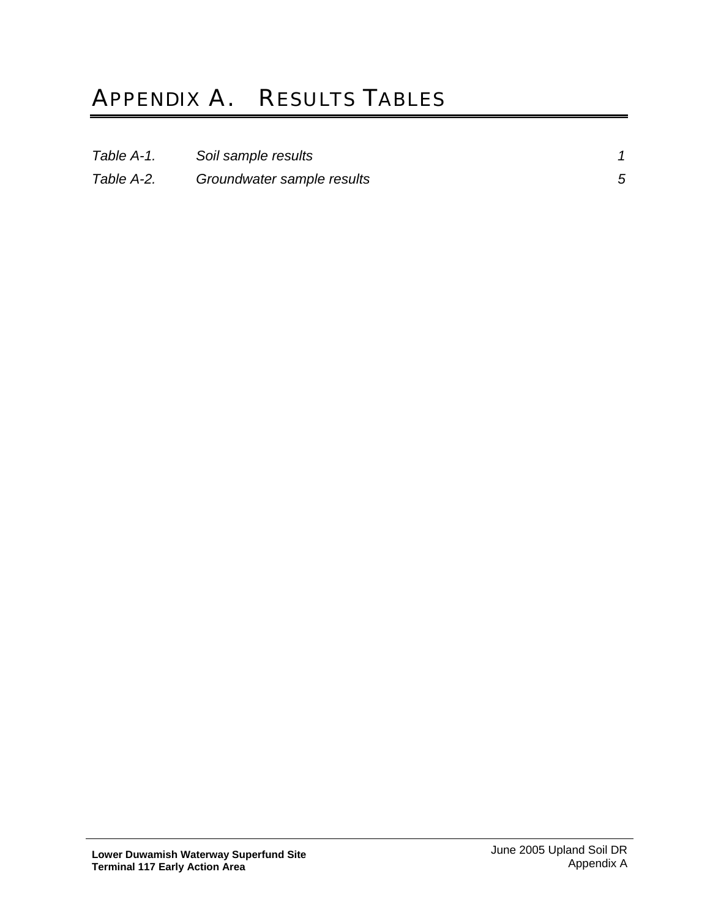# APPENDIX A. RESULTS TABLES

| | | |
|---|---|---|
| *Table A-1.* | *Soil sample results* | *1* |
| *Table A-2.* | *Groundwater sample results* | *5* |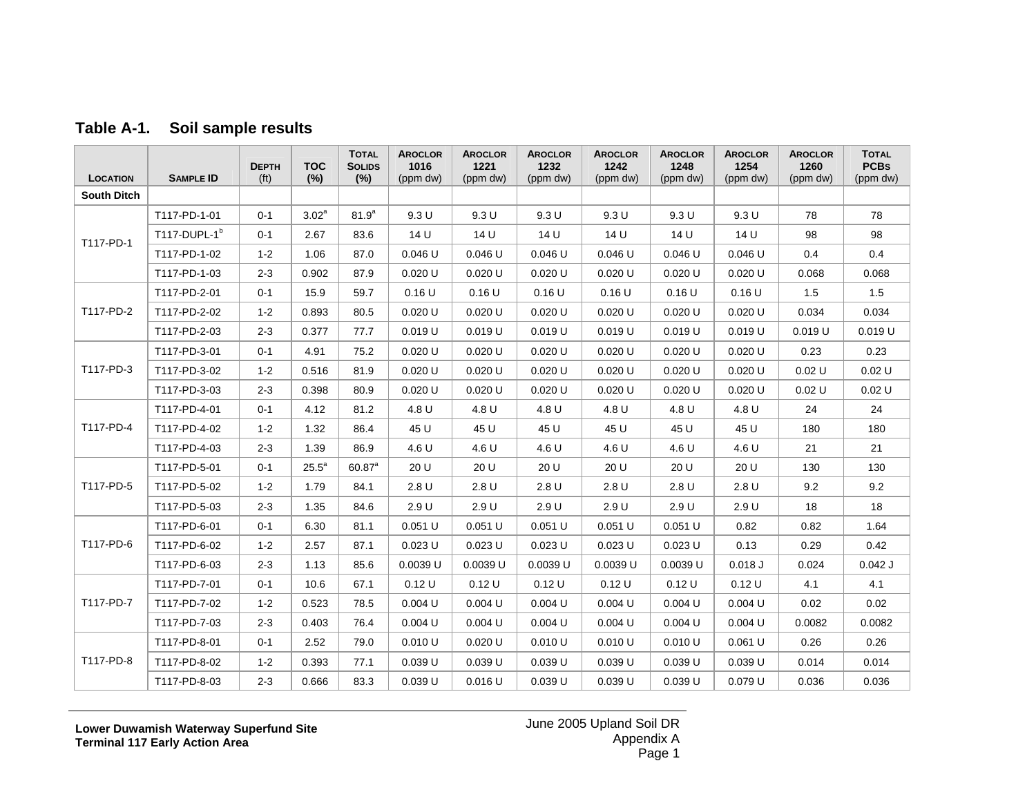## Table A-1. Soil sample results

| Location | Sample ID | Depth (ft) | TOC (%) | Total Solids (%) | Aroclor 1016 (ppm dw) | Aroclor 1221 (ppm dw) | Aroclor 1232 (ppm dw) | Aroclor 1242 (ppm dw) | Aroclor 1248 (ppm dw) | Aroclor 1254 (ppm dw) | Aroclor 1260 (ppm dw) | Total PCBs (ppm dw) |
|---|---|---|---|---|---|---|---|---|---|---|---|---|
| **South Ditch** | | | | | | | | | | | | |
| T117-PD-1 | T117-PD-1-01 | 0-1 | 3.02[a] | 81.9[a] | 9.3 U | 9.3 U | 9.3 U | 9.3 U | 9.3 U | 9.3 U | 78 | 78 |
| | T117-DUPL-1[b] | 0-1 | 2.67 | 83.6 | 14 U | 14 U | 14 U | 14 U | 14 U | 14 U | 98 | 98 |
| | T117-PD-1-02 | 1-2 | 1.06 | 87.0 | 0.046 U | 0.046 U | 0.046 U | 0.046 U | 0.046 U | 0.046 U | 0.4 | 0.4 |
| | T117-PD-1-03 | 2-3 | 0.902 | 87.9 | 0.020 U | 0.020 U | 0.020 U | 0.020 U | 0.020 U | 0.020 U | 0.068 | 0.068 |
| T117-PD-2 | T117-PD-2-01 | 0-1 | 15.9 | 59.7 | 0.16 U | 0.16 U | 0.16 U | 0.16 U | 0.16 U | 0.16 U | 1.5 | 1.5 |
| | T117-PD-2-02 | 1-2 | 0.893 | 80.5 | 0.020 U | 0.020 U | 0.020 U | 0.020 U | 0.020 U | 0.020 U | 0.034 | 0.034 |
| | T117-PD-2-03 | 2-3 | 0.377 | 77.7 | 0.019 U | 0.019 U | 0.019 U | 0.019 U | 0.019 U | 0.019 U | 0.019 U | 0.019 U |
| T117-PD-3 | T117-PD-3-01 | 0-1 | 4.91 | 75.2 | 0.020 U | 0.020 U | 0.020 U | 0.020 U | 0.020 U | 0.020 U | 0.23 | 0.23 |
| | T117-PD-3-02 | 1-2 | 0.516 | 81.9 | 0.020 U | 0.020 U | 0.020 U | 0.020 U | 0.020 U | 0.020 U | 0.02 U | 0.02 U |
| | T117-PD-3-03 | 2-3 | 0.398 | 80.9 | 0.020 U | 0.020 U | 0.020 U | 0.020 U | 0.020 U | 0.020 U | 0.02 U | 0.02 U |
| T117-PD-4 | T117-PD-4-01 | 0-1 | 4.12 | 81.2 | 4.8 U | 4.8 U | 4.8 U | 4.8 U | 4.8 U | 4.8 U | 24 | 24 |
| | T117-PD-4-02 | 1-2 | 1.32 | 86.4 | 45 U | 45 U | 45 U | 45 U | 45 U | 45 U | 180 | 180 |
| | T117-PD-4-03 | 2-3 | 1.39 | 86.9 | 4.6 U | 4.6 U | 4.6 U | 4.6 U | 4.6 U | 4.6 U | 21 | 21 |
| T117-PD-5 | T117-PD-5-01 | 0-1 | 25.5[a] | 60.87[a] | 20 U | 20 U | 20 U | 20 U | 20 U | 20 U | 130 | 130 |
| | T117-PD-5-02 | 1-2 | 1.79 | 84.1 | 2.8 U | 2.8 U | 2.8 U | 2.8 U | 2.8 U | 2.8 U | 9.2 | 9.2 |
| | T117-PD-5-03 | 2-3 | 1.35 | 84.6 | 2.9 U | 2.9 U | 2.9 U | 2.9 U | 2.9 U | 2.9 U | 18 | 18 |
| T117-PD-6 | T117-PD-6-01 | 0-1 | 6.30 | 81.1 | 0.051 U | 0.051 U | 0.051 U | 0.051 U | 0.051 U | 0.82 | 0.82 | 1.64 |
| | T117-PD-6-02 | 1-2 | 2.57 | 87.1 | 0.023 U | 0.023 U | 0.023 U | 0.023 U | 0.023 U | 0.13 | 0.29 | 0.42 |
| | T117-PD-6-03 | 2-3 | 1.13 | 85.6 | 0.0039 U | 0.0039 U | 0.0039 U | 0.0039 U | 0.0039 U | 0.018 J | 0.024 | 0.042 J |
| T117-PD-7 | T117-PD-7-01 | 0-1 | 10.6 | 67.1 | 0.12 U | 0.12 U | 0.12 U | 0.12 U | 0.12 U | 0.12 U | 4.1 | 4.1 |
| | T117-PD-7-02 | 1-2 | 0.523 | 78.5 | 0.004 U | 0.004 U | 0.004 U | 0.004 U | 0.004 U | 0.004 U | 0.02 | 0.02 |
| | T117-PD-7-03 | 2-3 | 0.403 | 76.4 | 0.004 U | 0.004 U | 0.004 U | 0.004 U | 0.004 U | 0.004 U | 0.0082 | 0.0082 |
| T117-PD-8 | T117-PD-8-01 | 0-1 | 2.52 | 79.0 | 0.010 U | 0.020 U | 0.010 U | 0.010 U | 0.010 U | 0.061 U | 0.26 | 0.26 |
| | T117-PD-8-02 | 1-2 | 0.393 | 77.1 | 0.039 U | 0.039 U | 0.039 U | 0.039 U | 0.039 U | 0.039 U | 0.014 | 0.014 |
| | T117-PD-8-03 | 2-3 | 0.666 | 83.3 | 0.039 U | 0.016 U | 0.039 U | 0.039 U | 0.039 U | 0.079 U | 0.036 | 0.036 |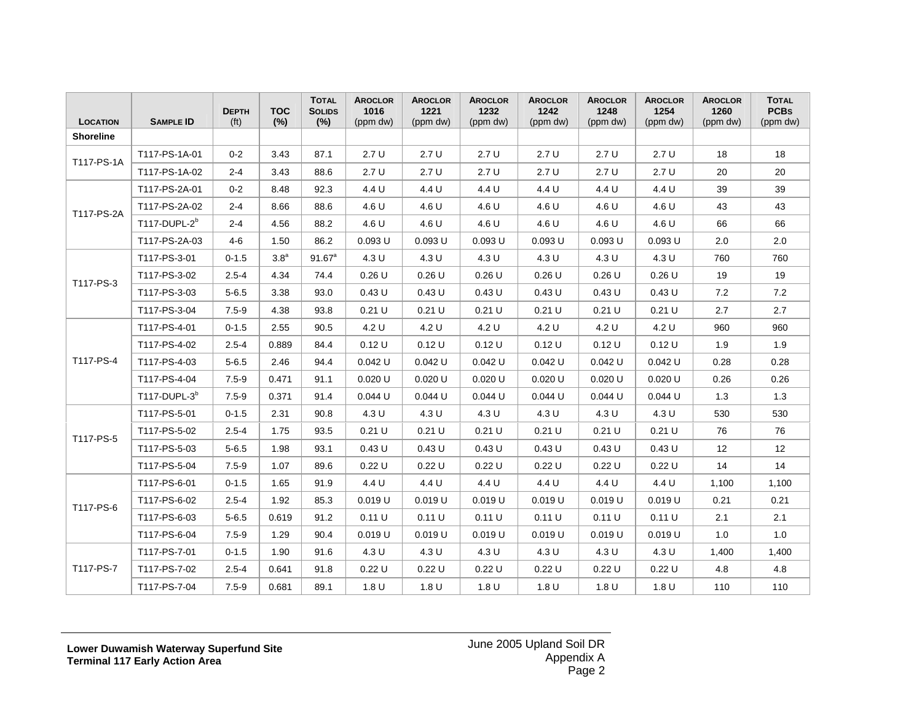| Location | Sample ID | Depth (ft) | TOC (%) | Total Solids (%) | Aroclor 1016 (ppm dw) | Aroclor 1221 (ppm dw) | Aroclor 1232 (ppm dw) | Aroclor 1242 (ppm dw) | Aroclor 1248 (ppm dw) | Aroclor 1254 (ppm dw) | Aroclor 1260 (ppm dw) | Total PCBs (ppm dw) |
|---|---|---|---|---|---|---|---|---|---|---|---|---|
| **Shoreline** | | | | | | | | | | | | |
| T117-PS-1A | T117-PS-1A-01 | 0-2 | 3.43 | 87.1 | 2.7 U | 2.7 U | 2.7 U | 2.7 U | 2.7 U | 2.7 U | 18 | 18 |
| | T117-PS-1A-02 | 2-4 | 3.43 | 88.6 | 2.7 U | 2.7 U | 2.7 U | 2.7 U | 2.7 U | 2.7 U | 20 | 20 |
| T117-PS-2A | T117-PS-2A-01 | 0-2 | 8.48 | 92.3 | 4.4 U | 4.4 U | 4.4 U | 4.4 U | 4.4 U | 4.4 U | 39 | 39 |
| | T117-PS-2A-02 | 2-4 | 8.66 | 88.6 | 4.6 U | 4.6 U | 4.6 U | 4.6 U | 4.6 U | 4.6 U | 43 | 43 |
| | T117-DUPL-2[b] | 2-4 | 4.56 | 88.2 | 4.6 U | 4.6 U | 4.6 U | 4.6 U | 4.6 U | 4.6 U | 66 | 66 |
| | T117-PS-2A-03 | 4-6 | 1.50 | 86.2 | 0.093 U | 0.093 U | 0.093 U | 0.093 U | 0.093 U | 0.093 U | 2.0 | 2.0 |
| T117-PS-3 | T117-PS-3-01 | 0-1.5 | 3.8[a] | 91.67[a] | 4.3 U | 4.3 U | 4.3 U | 4.3 U | 4.3 U | 4.3 U | 760 | 760 |
| | T117-PS-3-02 | 2.5-4 | 4.34 | 74.4 | 0.26 U | 0.26 U | 0.26 U | 0.26 U | 0.26 U | 0.26 U | 19 | 19 |
| | T117-PS-3-03 | 5-6.5 | 3.38 | 93.0 | 0.43 U | 0.43 U | 0.43 U | 0.43 U | 0.43 U | 0.43 U | 7.2 | 7.2 |
| | T117-PS-3-04 | 7.5-9 | 4.38 | 93.8 | 0.21 U | 0.21 U | 0.21 U | 0.21 U | 0.21 U | 0.21 U | 2.7 | 2.7 |
| T117-PS-4 | T117-PS-4-01 | 0-1.5 | 2.55 | 90.5 | 4.2 U | 4.2 U | 4.2 U | 4.2 U | 4.2 U | 4.2 U | 960 | 960 |
| | T117-PS-4-02 | 2.5-4 | 0.889 | 84.4 | 0.12 U | 0.12 U | 0.12 U | 0.12 U | 0.12 U | 0.12 U | 1.9 | 1.9 |
| | T117-PS-4-03 | 5-6.5 | 2.46 | 94.4 | 0.042 U | 0.042 U | 0.042 U | 0.042 U | 0.042 U | 0.042 U | 0.28 | 0.28 |
| | T117-PS-4-04 | 7.5-9 | 0.471 | 91.1 | 0.020 U | 0.020 U | 0.020 U | 0.020 U | 0.020 U | 0.020 U | 0.26 | 0.26 |
| | T117-DUPL-3[b] | 7.5-9 | 0.371 | 91.4 | 0.044 U | 0.044 U | 0.044 U | 0.044 U | 0.044 U | 0.044 U | 1.3 | 1.3 |
| T117-PS-5 | T117-PS-5-01 | 0-1.5 | 2.31 | 90.8 | 4.3 U | 4.3 U | 4.3 U | 4.3 U | 4.3 U | 4.3 U | 530 | 530 |
| | T117-PS-5-02 | 2.5-4 | 1.75 | 93.5 | 0.21 U | 0.21 U | 0.21 U | 0.21 U | 0.21 U | 0.21 U | 76 | 76 |
| | T117-PS-5-03 | 5-6.5 | 1.98 | 93.1 | 0.43 U | 0.43 U | 0.43 U | 0.43 U | 0.43 U | 0.43 U | 12 | 12 |
| | T117-PS-5-04 | 7.5-9 | 1.07 | 89.6 | 0.22 U | 0.22 U | 0.22 U | 0.22 U | 0.22 U | 0.22 U | 14 | 14 |
| T117-PS-6 | T117-PS-6-01 | 0-1.5 | 1.65 | 91.9 | 4.4 U | 4.4 U | 4.4 U | 4.4 U | 4.4 U | 4.4 U | 1,100 | 1,100 |
| | T117-PS-6-02 | 2.5-4 | 1.92 | 85.3 | 0.019 U | 0.019 U | 0.019 U | 0.019 U | 0.019 U | 0.019 U | 0.21 | 0.21 |
| | T117-PS-6-03 | 5-6.5 | 0.619 | 91.2 | 0.11 U | 0.11 U | 0.11 U | 0.11 U | 0.11 U | 0.11 U | 2.1 | 2.1 |
| | T117-PS-6-04 | 7.5-9 | 1.29 | 90.4 | 0.019 U | 0.019 U | 0.019 U | 0.019 U | 0.019 U | 0.019 U | 1.0 | 1.0 |
| T117-PS-7 | T117-PS-7-01 | 0-1.5 | 1.90 | 91.6 | 4.3 U | 4.3 U | 4.3 U | 4.3 U | 4.3 U | 4.3 U | 1,400 | 1,400 |
| | T117-PS-7-02 | 2.5-4 | 0.641 | 91.8 | 0.22 U | 0.22 U | 0.22 U | 0.22 U | 0.22 U | 0.22 U | 4.8 | 4.8 |
| | T117-PS-7-04 | 7.5-9 | 0.681 | 89.1 | 1.8 U | 1.8 U | 1.8 U | 1.8 U | 1.8 U | 1.8 U | 110 | 110 |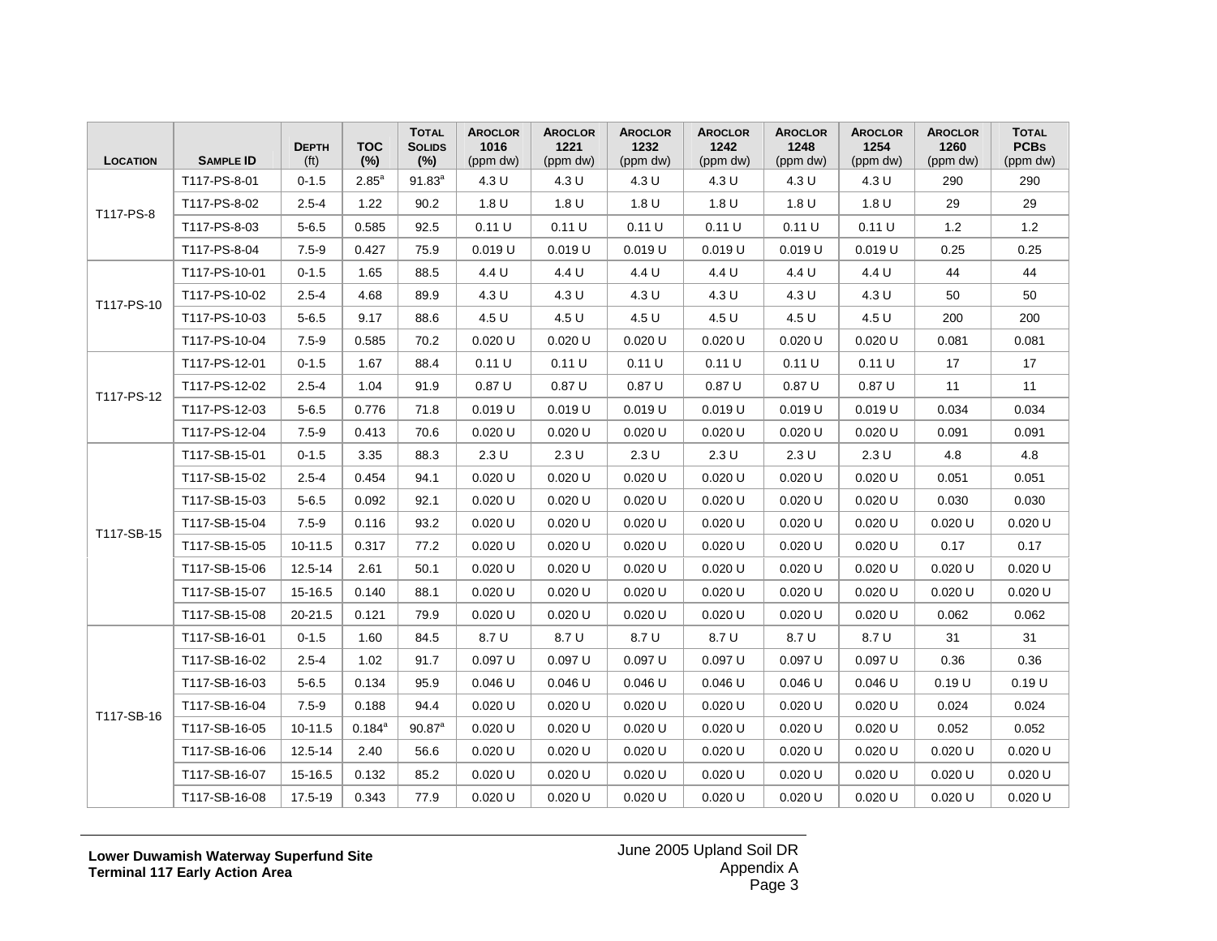| Location | Sample ID | Depth (ft) | TOC (%) | Total Solids (%) | Aroclor 1016 (ppm dw) | Aroclor 1221 (ppm dw) | Aroclor 1232 (ppm dw) | Aroclor 1242 (ppm dw) | Aroclor 1248 (ppm dw) | Aroclor 1254 (ppm dw) | Aroclor 1260 (ppm dw) | Total PCBs (ppm dw) |
|---|---|---|---|---|---|---|---|---|---|---|---|---|
| T117-PS-8 | T117-PS-8-01 | 0-1.5 | 2.85[a] | 91.83[a] | 4.3 U | 4.3 U | 4.3 U | 4.3 U | 4.3 U | 4.3 U | 290 | 290 |
| | T117-PS-8-02 | 2.5-4 | 1.22 | 90.2 | 1.8 U | 1.8 U | 1.8 U | 1.8 U | 1.8 U | 1.8 U | 29 | 29 |
| | T117-PS-8-03 | 5-6.5 | 0.585 | 92.5 | 0.11 U | 0.11 U | 0.11 U | 0.11 U | 0.11 U | 0.11 U | 1.2 | 1.2 |
| | T117-PS-8-04 | 7.5-9 | 0.427 | 75.9 | 0.019 U | 0.019 U | 0.019 U | 0.019 U | 0.019 U | 0.019 U | 0.25 | 0.25 |
| T117-PS-10 | T117-PS-10-01 | 0-1.5 | 1.65 | 88.5 | 4.4 U | 4.4 U | 4.4 U | 4.4 U | 4.4 U | 4.4 U | 44 | 44 |
| | T117-PS-10-02 | 2.5-4 | 4.68 | 89.9 | 4.3 U | 4.3 U | 4.3 U | 4.3 U | 4.3 U | 4.3 U | 50 | 50 |
| | T117-PS-10-03 | 5-6.5 | 9.17 | 88.6 | 4.5 U | 4.5 U | 4.5 U | 4.5 U | 4.5 U | 4.5 U | 200 | 200 |
| | T117-PS-10-04 | 7.5-9 | 0.585 | 70.2 | 0.020 U | 0.020 U | 0.020 U | 0.020 U | 0.020 U | 0.020 U | 0.081 | 0.081 |
| T117-PS-12 | T117-PS-12-01 | 0-1.5 | 1.67 | 88.4 | 0.11 U | 0.11 U | 0.11 U | 0.11 U | 0.11 U | 0.11 U | 17 | 17 |
| | T117-PS-12-02 | 2.5-4 | 1.04 | 91.9 | 0.87 U | 0.87 U | 0.87 U | 0.87 U | 0.87 U | 0.87 U | 11 | 11 |
| | T117-PS-12-03 | 5-6.5 | 0.776 | 71.8 | 0.019 U | 0.019 U | 0.019 U | 0.019 U | 0.019 U | 0.019 U | 0.034 | 0.034 |
| | T117-PS-12-04 | 7.5-9 | 0.413 | 70.6 | 0.020 U | 0.020 U | 0.020 U | 0.020 U | 0.020 U | 0.020 U | 0.091 | 0.091 |
| T117-SB-15 | T117-SB-15-01 | 0-1.5 | 3.35 | 88.3 | 2.3 U | 2.3 U | 2.3 U | 2.3 U | 2.3 U | 2.3 U | 4.8 | 4.8 |
| | T117-SB-15-02 | 2.5-4 | 0.454 | 94.1 | 0.020 U | 0.020 U | 0.020 U | 0.020 U | 0.020 U | 0.020 U | 0.051 | 0.051 |
| | T117-SB-15-03 | 5-6.5 | 0.092 | 92.1 | 0.020 U | 0.020 U | 0.020 U | 0.020 U | 0.020 U | 0.020 U | 0.030 | 0.030 |
| | T117-SB-15-04 | 7.5-9 | 0.116 | 93.2 | 0.020 U | 0.020 U | 0.020 U | 0.020 U | 0.020 U | 0.020 U | 0.020 U | 0.020 U |
| | T117-SB-15-05 | 10-11.5 | 0.317 | 77.2 | 0.020 U | 0.020 U | 0.020 U | 0.020 U | 0.020 U | 0.020 U | 0.17 | 0.17 |
| | T117-SB-15-06 | 12.5-14 | 2.61 | 50.1 | 0.020 U | 0.020 U | 0.020 U | 0.020 U | 0.020 U | 0.020 U | 0.020 U | 0.020 U |
| | T117-SB-15-07 | 15-16.5 | 0.140 | 88.1 | 0.020 U | 0.020 U | 0.020 U | 0.020 U | 0.020 U | 0.020 U | 0.020 U | 0.020 U |
| | T117-SB-15-08 | 20-21.5 | 0.121 | 79.9 | 0.020 U | 0.020 U | 0.020 U | 0.020 U | 0.020 U | 0.020 U | 0.062 | 0.062 |
| T117-SB-16 | T117-SB-16-01 | 0-1.5 | 1.60 | 84.5 | 8.7 U | 8.7 U | 8.7 U | 8.7 U | 8.7 U | 8.7 U | 31 | 31 |
| | T117-SB-16-02 | 2.5-4 | 1.02 | 91.7 | 0.097 U | 0.097 U | 0.097 U | 0.097 U | 0.097 U | 0.097 U | 0.36 | 0.36 |
| | T117-SB-16-03 | 5-6.5 | 0.134 | 95.9 | 0.046 U | 0.046 U | 0.046 U | 0.046 U | 0.046 U | 0.046 U | 0.19 U | 0.19 U |
| | T117-SB-16-04 | 7.5-9 | 0.188 | 94.4 | 0.020 U | 0.020 U | 0.020 U | 0.020 U | 0.020 U | 0.020 U | 0.024 | 0.024 |
| | T117-SB-16-05 | 10-11.5 | 0.184[a] | 90.87[a] | 0.020 U | 0.020 U | 0.020 U | 0.020 U | 0.020 U | 0.020 U | 0.052 | 0.052 |
| | T117-SB-16-06 | 12.5-14 | 2.40 | 56.6 | 0.020 U | 0.020 U | 0.020 U | 0.020 U | 0.020 U | 0.020 U | 0.020 U | 0.020 U |
| | T117-SB-16-07 | 15-16.5 | 0.132 | 85.2 | 0.020 U | 0.020 U | 0.020 U | 0.020 U | 0.020 U | 0.020 U | 0.020 U | 0.020 U |
| | T117-SB-16-08 | 17.5-19 | 0.343 | 77.9 | 0.020 U | 0.020 U | 0.020 U | 0.020 U | 0.020 U | 0.020 U | 0.020 U | 0.020 U |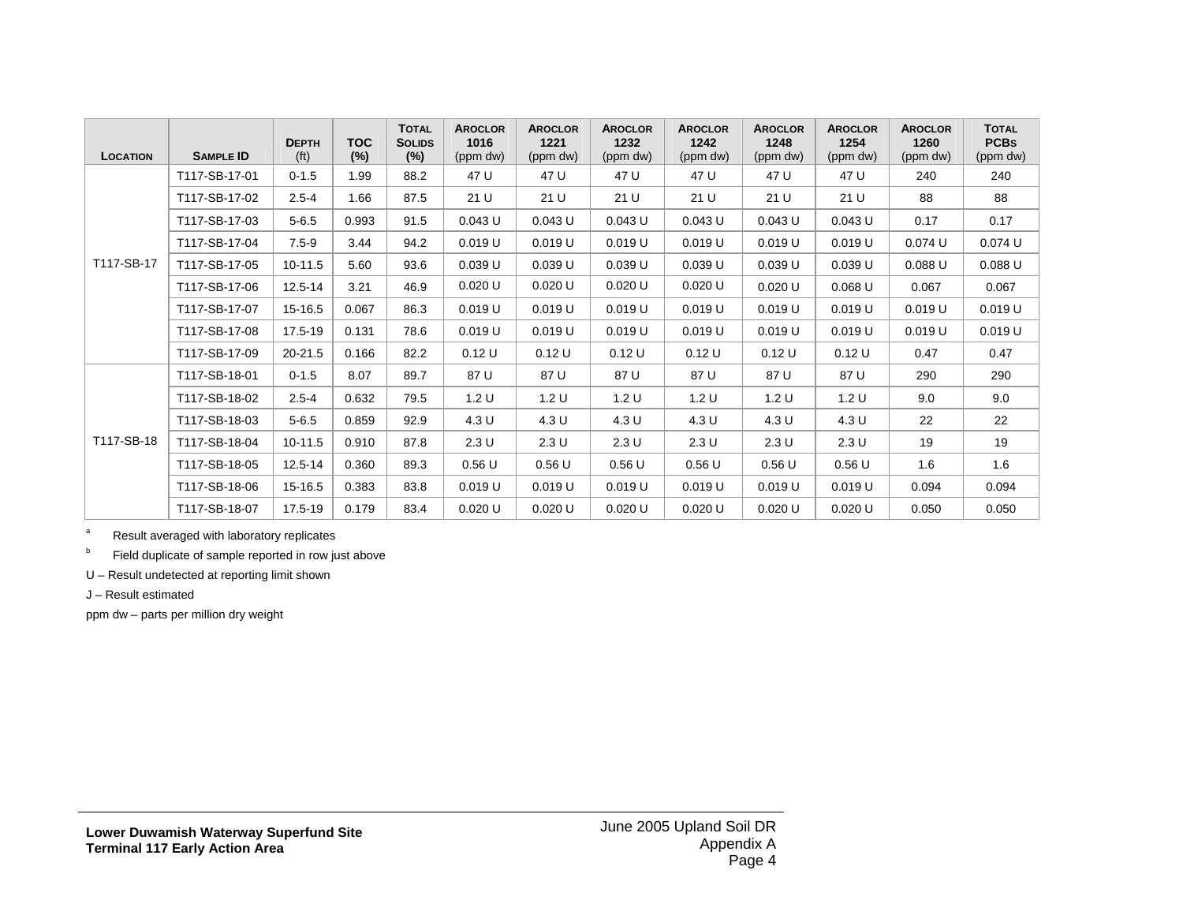| Location | Sample ID | Depth (ft) | TOC (%) | Total Solids (%) | Aroclor 1016 (ppm dw) | Aroclor 1221 (ppm dw) | Aroclor 1232 (ppm dw) | Aroclor 1242 (ppm dw) | Aroclor 1248 (ppm dw) | Aroclor 1254 (ppm dw) | Aroclor 1260 (ppm dw) | Total PCBs (ppm dw) |
|---|---|---|---|---|---|---|---|---|---|---|---|---|
| T117-SB-17 | T117-SB-17-01 | 0-1.5 | 1.99 | 88.2 | 47 U | 47 U | 47 U | 47 U | 47 U | 47 U | 240 | 240 |
| | T117-SB-17-02 | 2.5-4 | 1.66 | 87.5 | 21 U | 21 U | 21 U | 21 U | 21 U | 21 U | 88 | 88 |
| | T117-SB-17-03 | 5-6.5 | 0.993 | 91.5 | 0.043 U | 0.043 U | 0.043 U | 0.043 U | 0.043 U | 0.043 U | 0.17 | 0.17 |
| | T117-SB-17-04 | 7.5-9 | 3.44 | 94.2 | 0.019 U | 0.019 U | 0.019 U | 0.019 U | 0.019 U | 0.019 U | 0.074 U | 0.074 U |
| | T117-SB-17-05 | 10-11.5 | 5.60 | 93.6 | 0.039 U | 0.039 U | 0.039 U | 0.039 U | 0.039 U | 0.039 U | 0.088 U | 0.088 U |
| | T117-SB-17-06 | 12.5-14 | 3.21 | 46.9 | 0.020 U | 0.020 U | 0.020 U | 0.020 U | 0.020 U | 0.068 U | 0.067 | 0.067 |
| | T117-SB-17-07 | 15-16.5 | 0.067 | 86.3 | 0.019 U | 0.019 U | 0.019 U | 0.019 U | 0.019 U | 0.019 U | 0.019 U | 0.019 U |
| | T117-SB-17-08 | 17.5-19 | 0.131 | 78.6 | 0.019 U | 0.019 U | 0.019 U | 0.019 U | 0.019 U | 0.019 U | 0.019 U | 0.019 U |
| | T117-SB-17-09 | 20-21.5 | 0.166 | 82.2 | 0.12 U | 0.12 U | 0.12 U | 0.12 U | 0.12 U | 0.12 U | 0.47 | 0.47 |
| T117-SB-18 | T117-SB-18-01 | 0-1.5 | 8.07 | 89.7 | 87 U | 87 U | 87 U | 87 U | 87 U | 87 U | 290 | 290 |
| | T117-SB-18-02 | 2.5-4 | 0.632 | 79.5 | 1.2 U | 1.2 U | 1.2 U | 1.2 U | 1.2 U | 1.2 U | 9.0 | 9.0 |
| | T117-SB-18-03 | 5-6.5 | 0.859 | 92.9 | 4.3 U | 4.3 U | 4.3 U | 4.3 U | 4.3 U | 4.3 U | 22 | 22 |
| | T117-SB-18-04 | 10-11.5 | 0.910 | 87.8 | 2.3 U | 2.3 U | 2.3 U | 2.3 U | 2.3 U | 2.3 U | 19 | 19 |
| | T117-SB-18-05 | 12.5-14 | 0.360 | 89.3 | 0.56 U | 0.56 U | 0.56 U | 0.56 U | 0.56 U | 0.56 U | 1.6 | 1.6 |
| | T117-SB-18-06 | 15-16.5 | 0.383 | 83.8 | 0.019 U | 0.019 U | 0.019 U | 0.019 U | 0.019 U | 0.019 U | 0.094 | 0.094 |
| | T117-SB-18-07 | 17.5-19 | 0.179 | 83.4 | 0.020 U | 0.020 U | 0.020 U | 0.020 U | 0.020 U | 0.020 U | 0.050 | 0.050 |

[a] Result averaged with laboratory replicates

[b] Field duplicate of sample reported in row just above

U – Result undetected at reporting limit shown

J – Result estimated

ppm dw – parts per million dry weight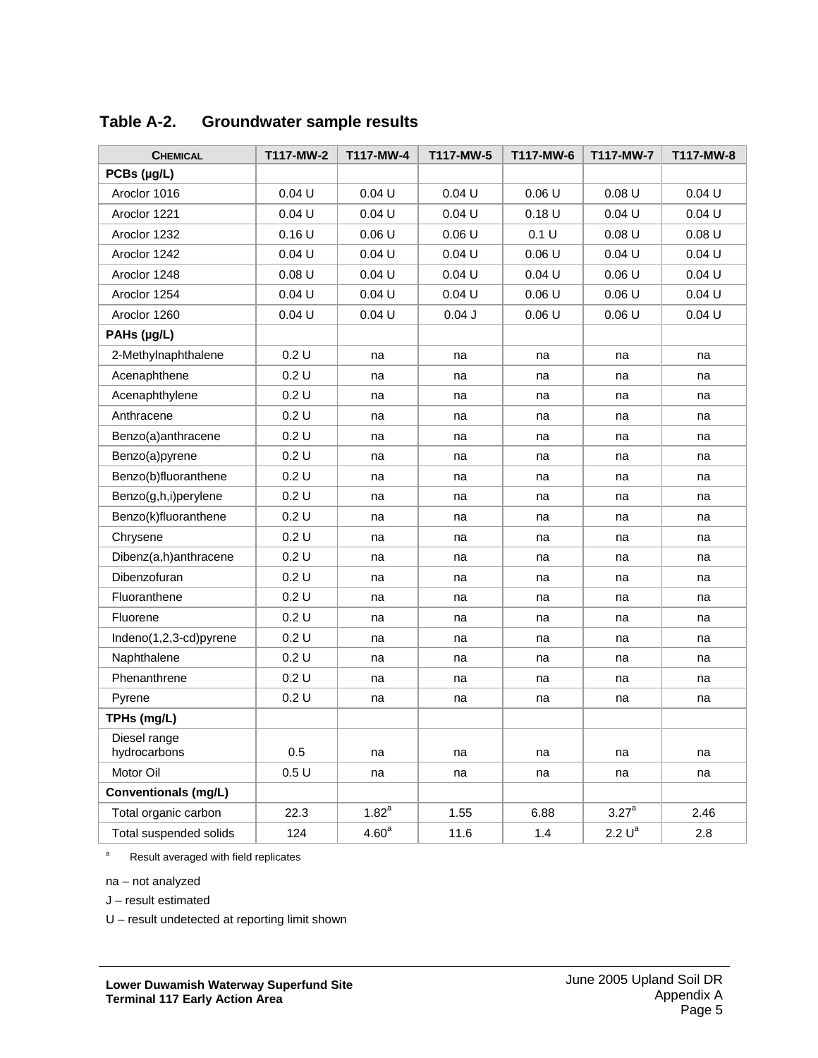## Table A-2. Groundwater sample results

| Chemical | T117-MW-2 | T117-MW-4 | T117-MW-5 | T117-MW-6 | T117-MW-7 | T117-MW-8 |
|---|---|---|---|---|---|---|
| **PCBs (µg/L)** | | | | | | |
| Aroclor 1016 | 0.04 U | 0.04 U | 0.04 U | 0.06 U | 0.08 U | 0.04 U |
| Aroclor 1221 | 0.04 U | 0.04 U | 0.04 U | 0.18 U | 0.04 U | 0.04 U |
| Aroclor 1232 | 0.16 U | 0.06 U | 0.06 U | 0.1 U | 0.08 U | 0.08 U |
| Aroclor 1242 | 0.04 U | 0.04 U | 0.04 U | 0.06 U | 0.04 U | 0.04 U |
| Aroclor 1248 | 0.08 U | 0.04 U | 0.04 U | 0.04 U | 0.06 U | 0.04 U |
| Aroclor 1254 | 0.04 U | 0.04 U | 0.04 U | 0.06 U | 0.06 U | 0.04 U |
| Aroclor 1260 | 0.04 U | 0.04 U | 0.04 J | 0.06 U | 0.06 U | 0.04 U |
| **PAHs (µg/L)** | | | | | | |
| 2-Methylnaphthalene | 0.2 U | na | na | na | na | na |
| Acenaphthene | 0.2 U | na | na | na | na | na |
| Acenaphthylene | 0.2 U | na | na | na | na | na |
| Anthracene | 0.2 U | na | na | na | na | na |
| Benzo(a)anthracene | 0.2 U | na | na | na | na | na |
| Benzo(a)pyrene | 0.2 U | na | na | na | na | na |
| Benzo(b)fluoranthene | 0.2 U | na | na | na | na | na |
| Benzo(g,h,i)perylene | 0.2 U | na | na | na | na | na |
| Benzo(k)fluoranthene | 0.2 U | na | na | na | na | na |
| Chrysene | 0.2 U | na | na | na | na | na |
| Dibenz(a,h)anthracene | 0.2 U | na | na | na | na | na |
| Dibenzofuran | 0.2 U | na | na | na | na | na |
| Fluoranthene | 0.2 U | na | na | na | na | na |
| Fluorene | 0.2 U | na | na | na | na | na |
| Indeno(1,2,3-cd)pyrene | 0.2 U | na | na | na | na | na |
| Naphthalene | 0.2 U | na | na | na | na | na |
| Phenanthrene | 0.2 U | na | na | na | na | na |
| Pyrene | 0.2 U | na | na | na | na | na |
| **TPHs (mg/L)** | | | | | | |
| Diesel range hydrocarbons | 0.5 | na | na | na | na | na |
| Motor Oil | 0.5 U | na | na | na | na | na |
| **Conventionals (mg/L)** | | | | | | |
| Total organic carbon | 22.3 | 1.82[a] | 1.55 | 6.88 | 3.27[a] | 2.46 |
| Total suspended solids | 124 | 4.60[a] | 11.6 | 1.4 | 2.2 U[a] | 2.8 |

[a] Result averaged with field replicates

na – not analyzed

J – result estimated

U – result undetected at reporting limit shown